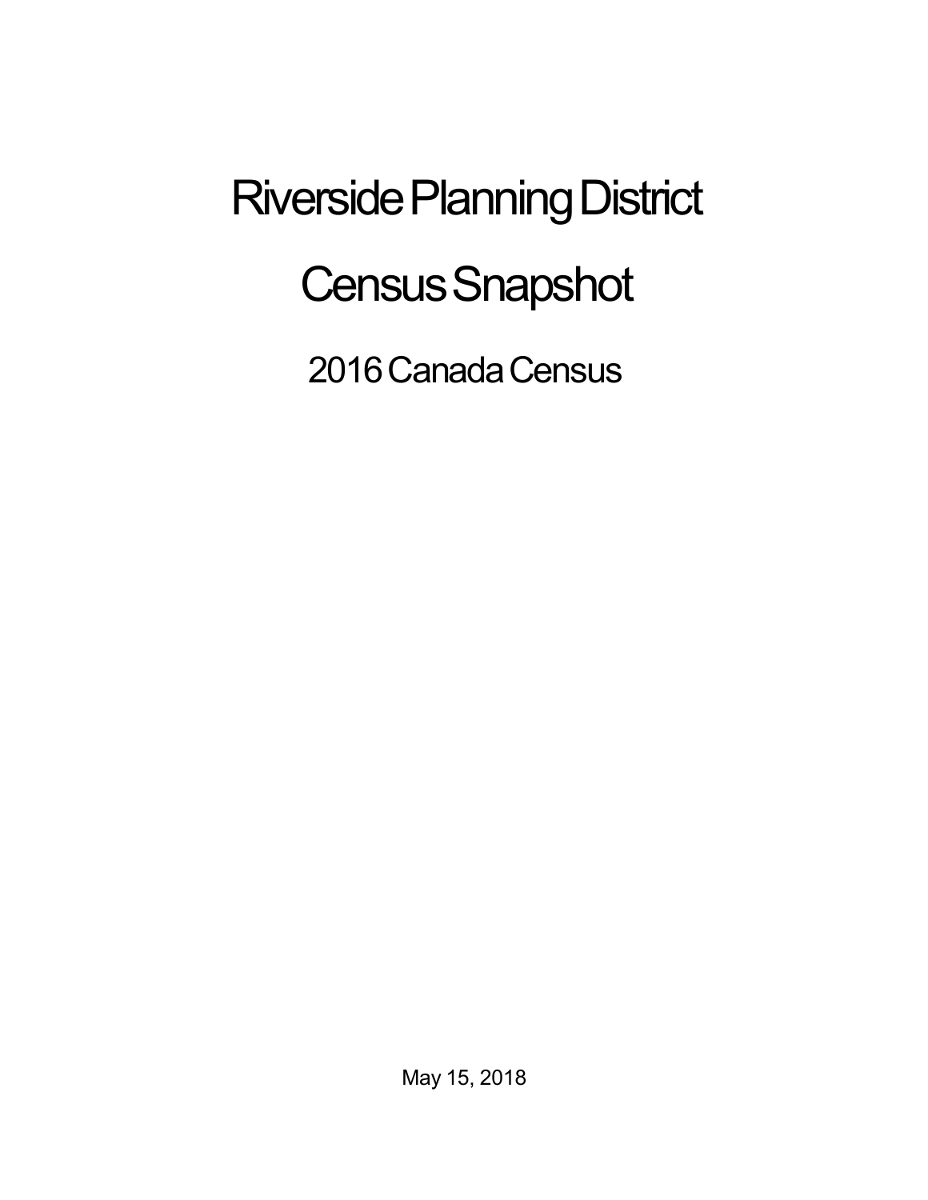# Riverside Planning District

# Census Snapshot

## 2016 Canada Census

May 15, 2018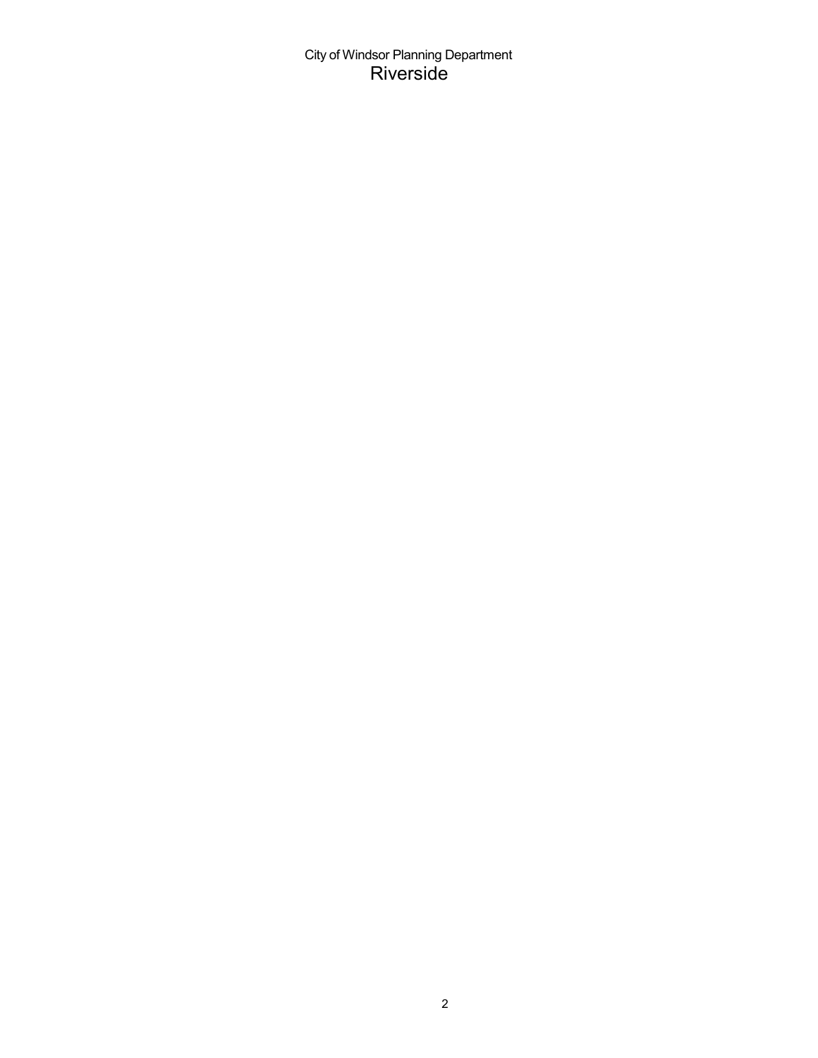City of Windsor Planning Department

# Riverside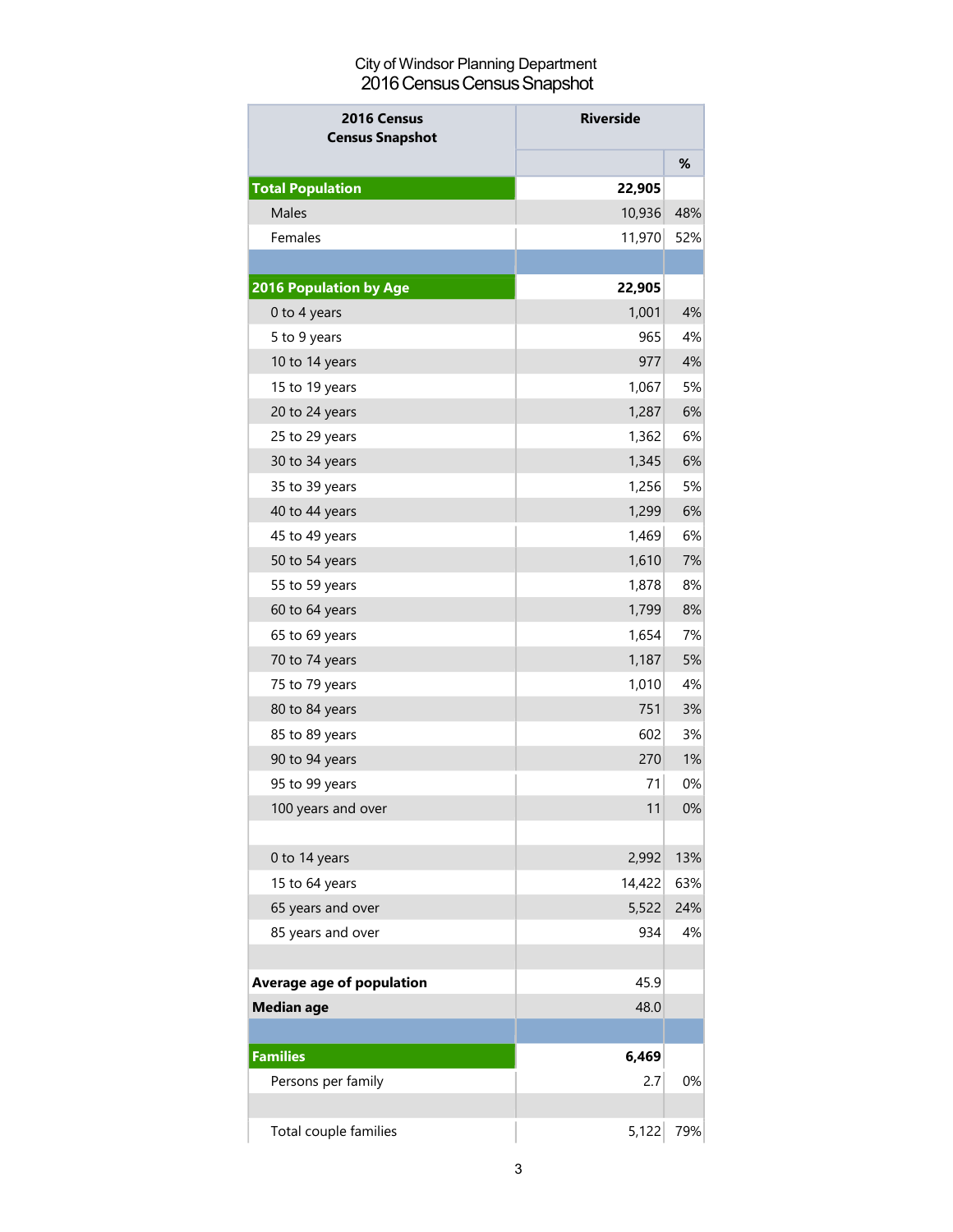City of Windsor Planning Department
2016 Census Census Snapshot

| 2016 Census Census Snapshot | Riverside | |
|---|---|---|
| | | % |
| **Total Population** | **22,905** | |
| Males | 10,936 | 48% |
| Females | 11,970 | 52% |
| | | |
| **2016 Population by Age** | **22,905** | |
| 0 to 4 years | 1,001 | 4% |
| 5 to 9 years | 965 | 4% |
| 10 to 14 years | 977 | 4% |
| 15 to 19 years | 1,067 | 5% |
| 20 to 24 years | 1,287 | 6% |
| 25 to 29 years | 1,362 | 6% |
| 30 to 34 years | 1,345 | 6% |
| 35 to 39 years | 1,256 | 5% |
| 40 to 44 years | 1,299 | 6% |
| 45 to 49 years | 1,469 | 6% |
| 50 to 54 years | 1,610 | 7% |
| 55 to 59 years | 1,878 | 8% |
| 60 to 64 years | 1,799 | 8% |
| 65 to 69 years | 1,654 | 7% |
| 70 to 74 years | 1,187 | 5% |
| 75 to 79 years | 1,010 | 4% |
| 80 to 84 years | 751 | 3% |
| 85 to 89 years | 602 | 3% |
| 90 to 94 years | 270 | 1% |
| 95 to 99 years | 71 | 0% |
| 100 years and over | 11 | 0% |
| | | |
| 0 to 14 years | 2,992 | 13% |
| 15 to 64 years | 14,422 | 63% |
| 65 years and over | 5,522 | 24% |
| 85 years and over | 934 | 4% |
| | | |
| **Average age of population** | 45.9 | |
| **Median age** | 48.0 | |
| | | |
| **Families** | **6,469** | |
| Persons per family | 2.7 | 0% |
| | | |
| Total couple families | 5,122 | 79% |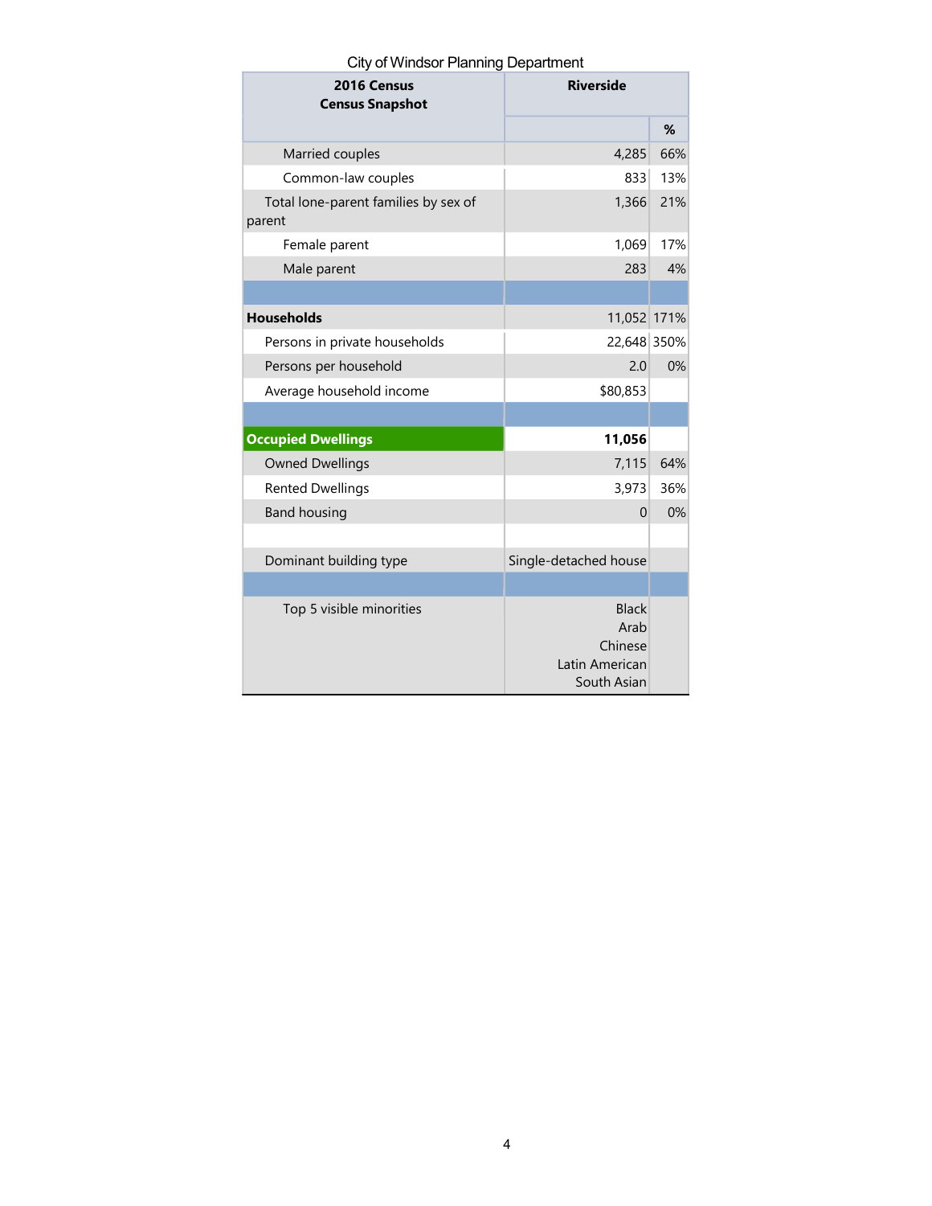City of Windsor Planning Department

| 2016 Census<br>Census Snapshot | Riverside | |
|---|---|---|
| | | % |
| Married couples | 4,285 | 66% |
| Common-law couples | 833 | 13% |
| Total lone-parent families by sex of parent | 1,366 | 21% |
| Female parent | 1,069 | 17% |
| Male parent | 283 | 4% |
| | | |
| **Households** | 11,052 | 171% |
| Persons in private households | 22,648 | 350% |
| Persons per household | 2.0 | 0% |
| Average household income | $80,853 | |
| | | |
| **Occupied Dwellings** | **11,056** | |
| Owned Dwellings | 7,115 | 64% |
| Rented Dwellings | 3,973 | 36% |
| Band housing | 0 | 0% |
| | | |
| Dominant building type | Single-detached house | |
| | | |
| Top 5 visible minorities | Black<br>Arab<br>Chinese<br>Latin American<br>South Asian | |